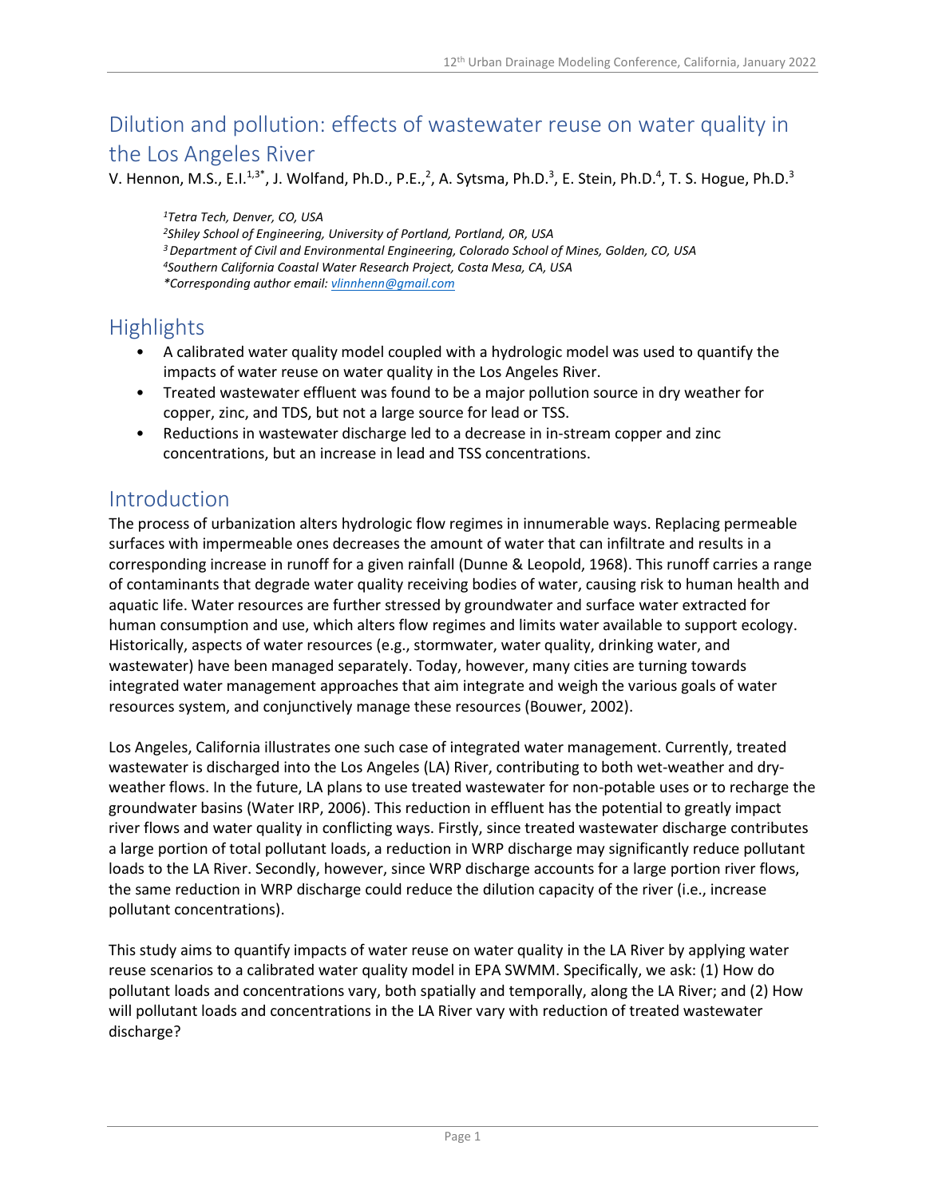# Dilution and pollution: effects of wastewater reuse on water quality in the Los Angeles River

V. Hennon, M.S., E.I.[1,3*], J. Wolfand, Ph.D., P.E.,[2], A. Sytsma, Ph.D.[3], E. Stein, Ph.D.[4], T. S. Hogue, Ph.D.[3]

*[1]Tetra Tech, Denver, CO, USA*
*[2]Shiley School of Engineering, University of Portland, Portland, OR, USA*
*[3]Department of Civil and Environmental Engineering, Colorado School of Mines, Golden, CO, USA*
*[4]Southern California Coastal Water Research Project, Costa Mesa, CA, USA*
*\*Corresponding author email: vlinnhenn@gmail.com*

## Highlights

- A calibrated water quality model coupled with a hydrologic model was used to quantify the impacts of water reuse on water quality in the Los Angeles River.
- Treated wastewater effluent was found to be a major pollution source in dry weather for copper, zinc, and TDS, but not a large source for lead or TSS.
- Reductions in wastewater discharge led to a decrease in in-stream copper and zinc concentrations, but an increase in lead and TSS concentrations.

## Introduction

The process of urbanization alters hydrologic flow regimes in innumerable ways. Replacing permeable surfaces with impermeable ones decreases the amount of water that can infiltrate and results in a corresponding increase in runoff for a given rainfall (Dunne & Leopold, 1968). This runoff carries a range of contaminants that degrade water quality receiving bodies of water, causing risk to human health and aquatic life. Water resources are further stressed by groundwater and surface water extracted for human consumption and use, which alters flow regimes and limits water available to support ecology. Historically, aspects of water resources (e.g., stormwater, water quality, drinking water, and wastewater) have been managed separately. Today, however, many cities are turning towards integrated water management approaches that aim integrate and weigh the various goals of water resources system, and conjunctively manage these resources (Bouwer, 2002).

Los Angeles, California illustrates one such case of integrated water management. Currently, treated wastewater is discharged into the Los Angeles (LA) River, contributing to both wet-weather and dry-weather flows. In the future, LA plans to use treated wastewater for non-potable uses or to recharge the groundwater basins (Water IRP, 2006). This reduction in effluent has the potential to greatly impact river flows and water quality in conflicting ways. Firstly, since treated wastewater discharge contributes a large portion of total pollutant loads, a reduction in WRP discharge may significantly reduce pollutant loads to the LA River. Secondly, however, since WRP discharge accounts for a large portion river flows, the same reduction in WRP discharge could reduce the dilution capacity of the river (i.e., increase pollutant concentrations).

This study aims to quantify impacts of water reuse on water quality in the LA River by applying water reuse scenarios to a calibrated water quality model in EPA SWMM. Specifically, we ask: (1) How do pollutant loads and concentrations vary, both spatially and temporally, along the LA River; and (2) How will pollutant loads and concentrations in the LA River vary with reduction of treated wastewater discharge?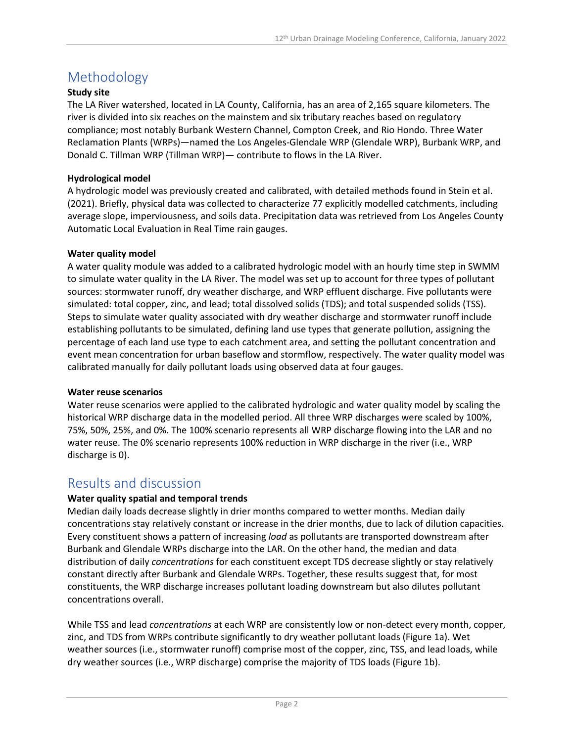## Methodology

**Study site**

The LA River watershed, located in LA County, California, has an area of 2,165 square kilometers. The river is divided into six reaches on the mainstem and six tributary reaches based on regulatory compliance; most notably Burbank Western Channel, Compton Creek, and Rio Hondo. Three Water Reclamation Plants (WRPs)—named the Los Angeles-Glendale WRP (Glendale WRP), Burbank WRP, and Donald C. Tillman WRP (Tillman WRP)— contribute to flows in the LA River.

**Hydrological model**

A hydrologic model was previously created and calibrated, with detailed methods found in Stein et al. (2021). Briefly, physical data was collected to characterize 77 explicitly modelled catchments, including average slope, imperviousness, and soils data. Precipitation data was retrieved from Los Angeles County Automatic Local Evaluation in Real Time rain gauges.

**Water quality model**

A water quality module was added to a calibrated hydrologic model with an hourly time step in SWMM to simulate water quality in the LA River. The model was set up to account for three types of pollutant sources: stormwater runoff, dry weather discharge, and WRP effluent discharge. Five pollutants were simulated: total copper, zinc, and lead; total dissolved solids (TDS); and total suspended solids (TSS). Steps to simulate water quality associated with dry weather discharge and stormwater runoff include establishing pollutants to be simulated, defining land use types that generate pollution, assigning the percentage of each land use type to each catchment area, and setting the pollutant concentration and event mean concentration for urban baseflow and stormflow, respectively. The water quality model was calibrated manually for daily pollutant loads using observed data at four gauges.

**Water reuse scenarios**

Water reuse scenarios were applied to the calibrated hydrologic and water quality model by scaling the historical WRP discharge data in the modelled period. All three WRP discharges were scaled by 100%, 75%, 50%, 25%, and 0%. The 100% scenario represents all WRP discharge flowing into the LAR and no water reuse. The 0% scenario represents 100% reduction in WRP discharge in the river (i.e., WRP discharge is 0).

## Results and discussion

**Water quality spatial and temporal trends**

Median daily loads decrease slightly in drier months compared to wetter months. Median daily concentrations stay relatively constant or increase in the drier months, due to lack of dilution capacities. Every constituent shows a pattern of increasing *load* as pollutants are transported downstream after Burbank and Glendale WRPs discharge into the LAR. On the other hand, the median and data distribution of daily *concentrations* for each constituent except TDS decrease slightly or stay relatively constant directly after Burbank and Glendale WRPs. Together, these results suggest that, for most constituents, the WRP discharge increases pollutant loading downstream but also dilutes pollutant concentrations overall.

While TSS and lead *concentrations* at each WRP are consistently low or non-detect every month, copper, zinc, and TDS from WRPs contribute significantly to dry weather pollutant loads (Figure 1a). Wet weather sources (i.e., stormwater runoff) comprise most of the copper, zinc, TSS, and lead loads, while dry weather sources (i.e., WRP discharge) comprise the majority of TDS loads (Figure 1b).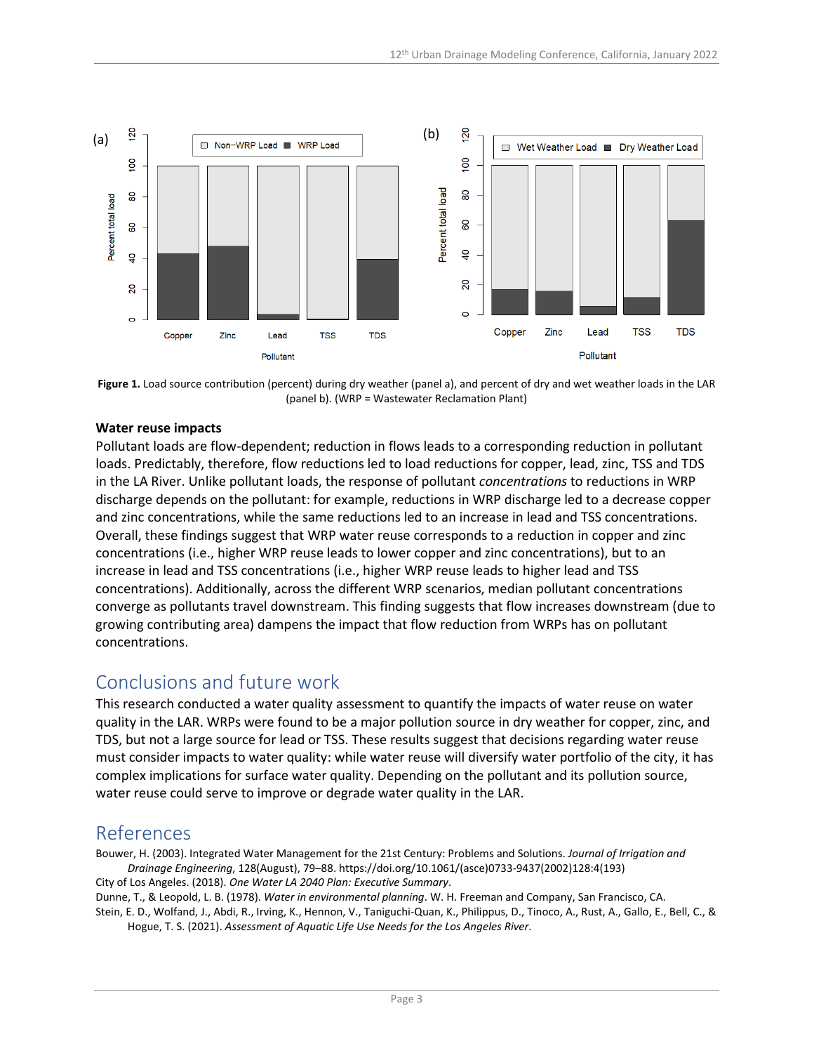(a)

Non–WRP Load ■ WRP Load

Percent total load

0 20 40 60 80 100 120

Copper Zinc Lead TSS TDS

Pollutant

(b)

Wet Weather Load ■ Dry Weather Load

Percent total load

0 20 40 60 80 100 120

Copper Zinc Lead TSS TDS

Pollutant

**Figure 1.** Load source contribution (percent) during dry weather (panel a), and percent of dry and wet weather loads in the LAR (panel b). (WRP = Wastewater Reclamation Plant)

**Water reuse impacts**

Pollutant loads are flow-dependent; reduction in flows leads to a corresponding reduction in pollutant loads. Predictably, therefore, flow reductions led to load reductions for copper, lead, zinc, TSS and TDS in the LA River. Unlike pollutant loads, the response of pollutant *concentrations* to reductions in WRP discharge depends on the pollutant: for example, reductions in WRP discharge led to a decrease copper and zinc concentrations, while the same reductions led to an increase in lead and TSS concentrations. Overall, these findings suggest that WRP water reuse corresponds to a reduction in copper and zinc concentrations (i.e., higher WRP reuse leads to lower copper and zinc concentrations), but to an increase in lead and TSS concentrations (i.e., higher WRP reuse leads to higher lead and TSS concentrations). Additionally, across the different WRP scenarios, median pollutant concentrations converge as pollutants travel downstream. This finding suggests that flow increases downstream (due to growing contributing area) dampens the impact that flow reduction from WRPs has on pollutant concentrations.

# Conclusions and future work

This research conducted a water quality assessment to quantify the impacts of water reuse on water quality in the LAR. WRPs were found to be a major pollution source in dry weather for copper, zinc, and TDS, but not a large source for lead or TSS. These results suggest that decisions regarding water reuse must consider impacts to water quality: while water reuse will diversify water portfolio of the city, it has complex implications for surface water quality. Depending on the pollutant and its pollution source, water reuse could serve to improve or degrade water quality in the LAR.

# References

Bouwer, H. (2003). Integrated Water Management for the 21st Century: Problems and Solutions. *Journal of Irrigation and Drainage Engineering*, 128(August), 79–88. https://doi.org/10.1061/(asce)0733-9437(2002)128:4(193)

City of Los Angeles. (2018). *One Water LA 2040 Plan: Executive Summary*.

Dunne, T., & Leopold, L. B. (1978). *Water in environmental planning*. W. H. Freeman and Company, San Francisco, CA.

Stein, E. D., Wolfand, J., Abdi, R., Irving, K., Hennon, V., Taniguchi-Quan, K., Philippus, D., Tinoco, A., Rust, A., Gallo, E., Bell, C., & Hogue, T. S. (2021). *Assessment of Aquatic Life Use Needs for the Los Angeles River*.